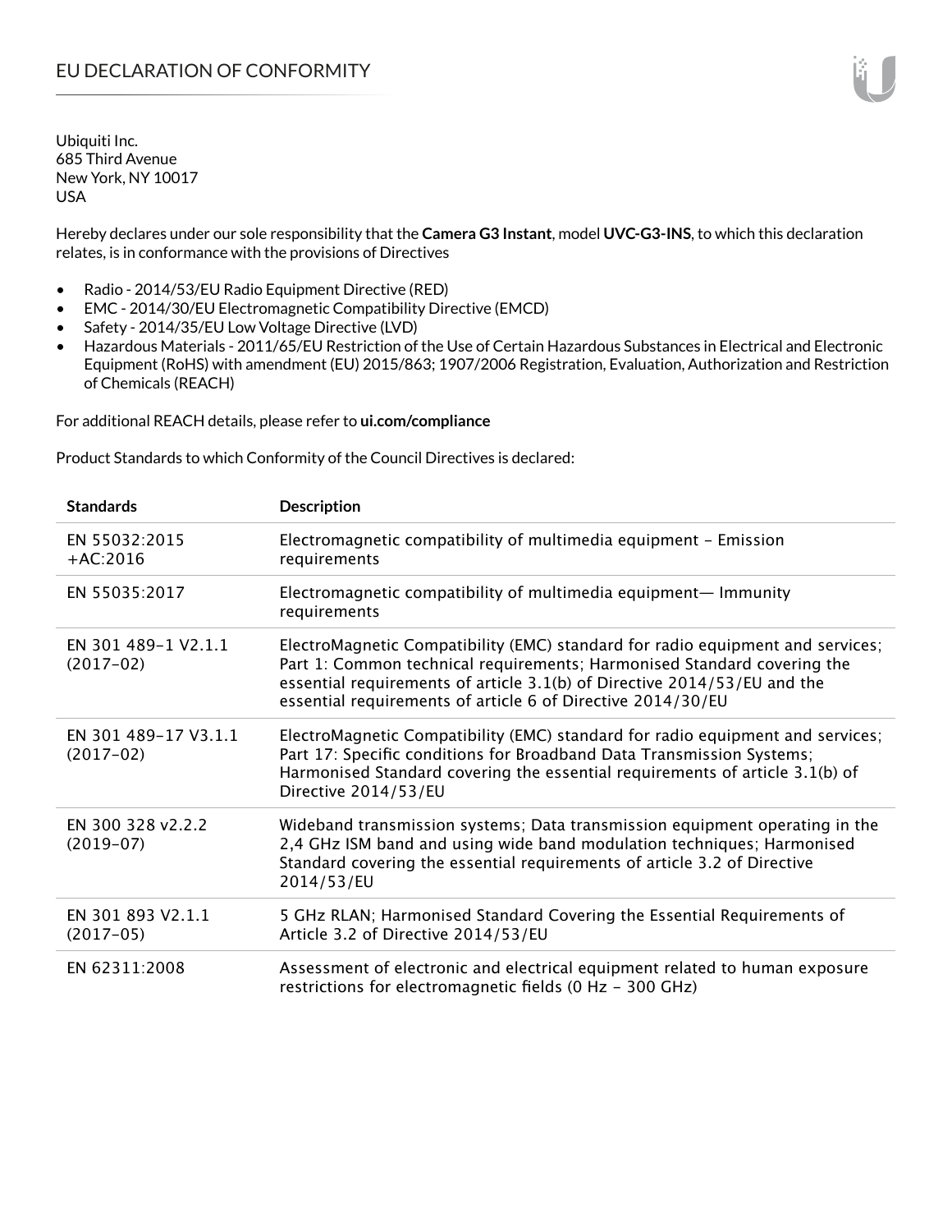# EU DECLARATION OF CONFORMITY

Ubiquiti Inc.
685 Third Avenue
New York, NY 10017
USA

Hereby declares under our sole responsibility that the **Camera G3 Instant**, model **UVC-G3-INS**, to which this declaration relates, is in conformance with the provisions of Directives

- Radio - 2014/53/EU Radio Equipment Directive (RED)
- EMC - 2014/30/EU Electromagnetic Compatibility Directive (EMCD)
- Safety - 2014/35/EU Low Voltage Directive (LVD)
- Hazardous Materials - 2011/65/EU Restriction of the Use of Certain Hazardous Substances in Electrical and Electronic Equipment (RoHS) with amendment (EU) 2015/863; 1907/2006 Registration, Evaluation, Authorization and Restriction of Chemicals (REACH)

For additional REACH details, please refer to **ui.com/compliance**

Product Standards to which Conformity of the Council Directives is declared:

| Standards | Description |
|---|---|
| EN 55032:2015 +AC:2016 | Electromagnetic compatibility of multimedia equipment – Emission requirements |
| EN 55035:2017 | Electromagnetic compatibility of multimedia equipment— Immunity requirements |
| EN 301 489-1 V2.1.1 (2017-02) | ElectroMagnetic Compatibility (EMC) standard for radio equipment and services; Part 1: Common technical requirements; Harmonised Standard covering the essential requirements of article 3.1(b) of Directive 2014/53/EU and the essential requirements of article 6 of Directive 2014/30/EU |
| EN 301 489-17 V3.1.1 (2017-02) | ElectroMagnetic Compatibility (EMC) standard for radio equipment and services; Part 17: Specific conditions for Broadband Data Transmission Systems; Harmonised Standard covering the essential requirements of article 3.1(b) of Directive 2014/53/EU |
| EN 300 328 v2.2.2 (2019-07) | Wideband transmission systems; Data transmission equipment operating in the 2,4 GHz ISM band and using wide band modulation techniques; Harmonised Standard covering the essential requirements of article 3.2 of Directive 2014/53/EU |
| EN 301 893 V2.1.1 (2017-05) | 5 GHz RLAN; Harmonised Standard Covering the Essential Requirements of Article 3.2 of Directive 2014/53/EU |
| EN 62311:2008 | Assessment of electronic and electrical equipment related to human exposure restrictions for electromagnetic fields (0 Hz - 300 GHz) |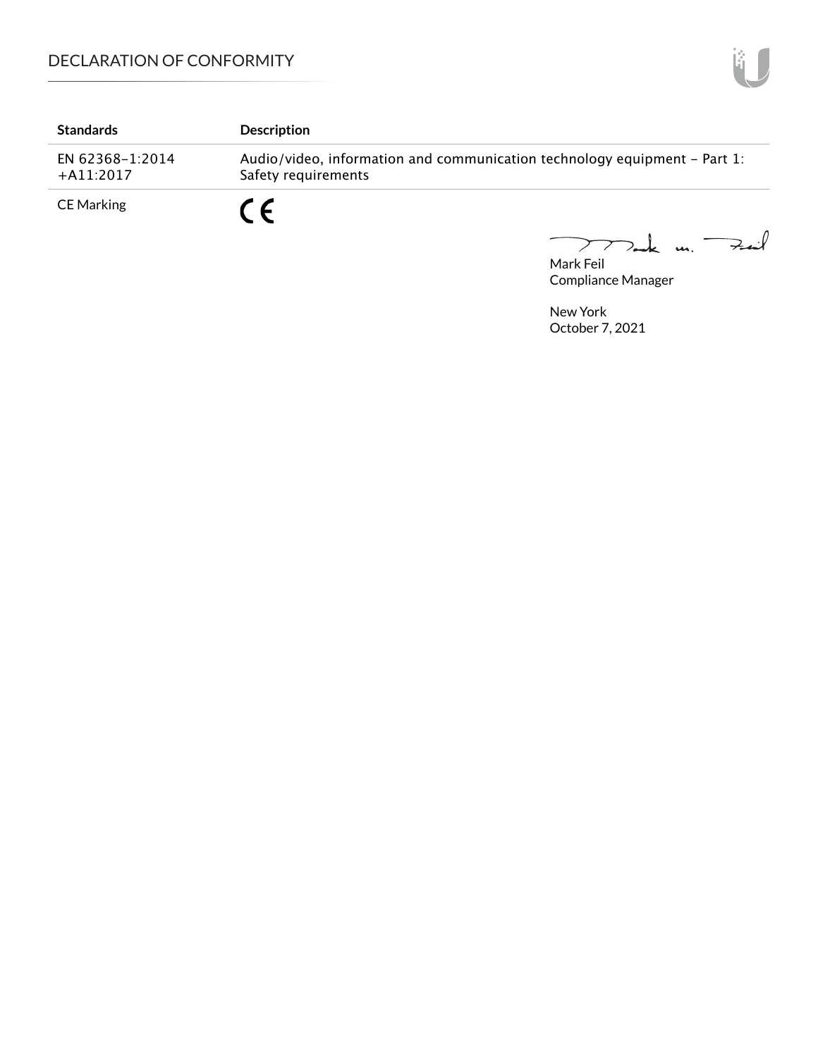| Standards | Description |
|---|---|
| EN 62368-1:2014 +A11:2017 | Audio/video, information and communication technology equipment – Part 1: Safety requirements |
| CE Marking | CE |

Mark Feil
Compliance Manager

New York
October 7, 2021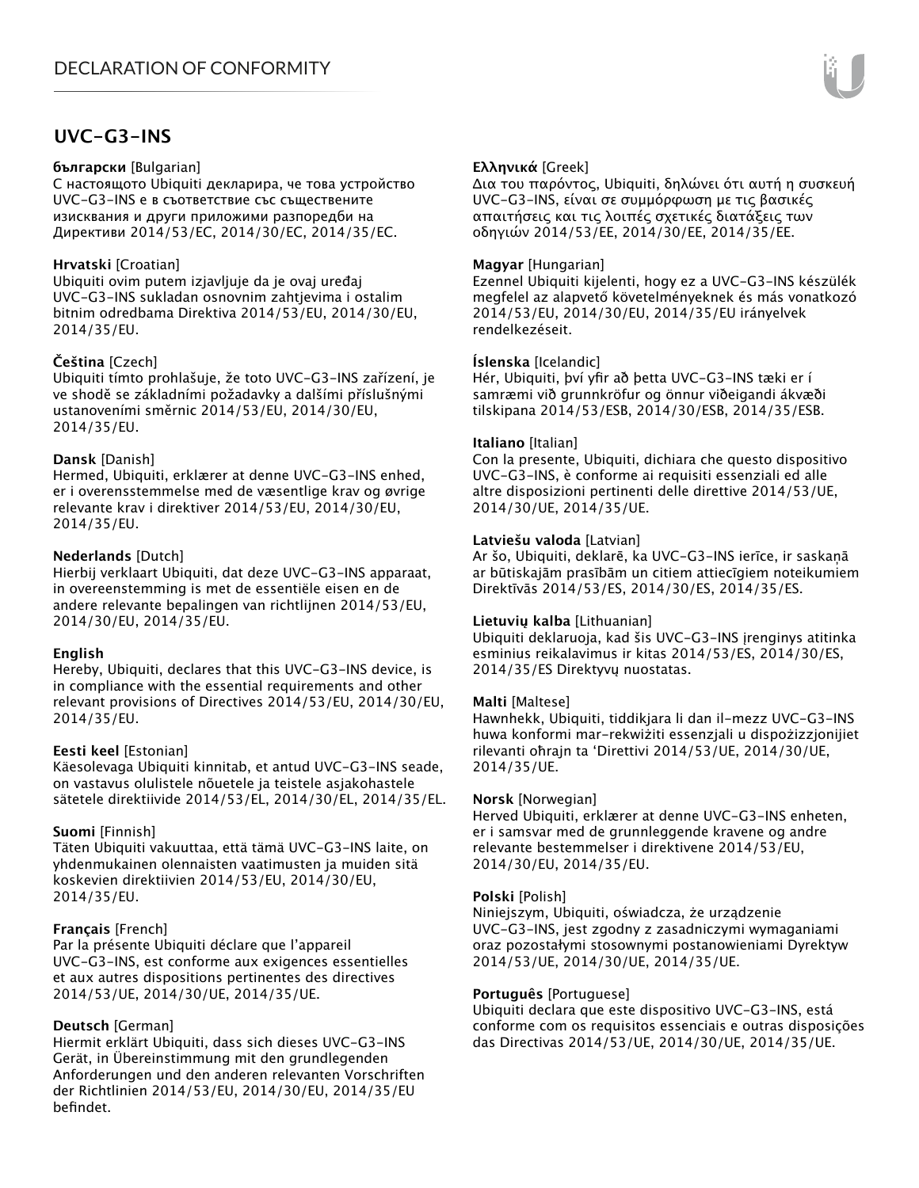# UVC-G3-INS

**български** [Bulgarian]
С настоящото Ubiquiti декларира, че това устройство UVC-G3-INS е в съответствие със съществените изисквания и други приложими разпоредби на Директиви 2014/53/ЕС, 2014/30/ЕС, 2014/35/ЕС.

**Hrvatski** [Croatian]
Ubiquiti ovim putem izjavljuje da je ovaj uređaj UVC-G3-INS sukladan osnovnim zahtjevima i ostalim bitnim odredbama Direktiva 2014/53/EU, 2014/30/EU, 2014/35/EU.

**Čeština** [Czech]
Ubiquiti tímto prohlašuje, že toto UVC-G3-INS zařízení, je ve shodě se základními požadavky a dalšími příslušnými ustanoveními směrnic 2014/53/EU, 2014/30/EU, 2014/35/EU.

**Dansk** [Danish]
Hermed, Ubiquiti, erklærer at denne UVC-G3-INS enhed, er i overensstemmelse med de væsentlige krav og øvrige relevante krav i direktiver 2014/53/EU, 2014/30/EU, 2014/35/EU.

**Nederlands** [Dutch]
Hierbij verklaart Ubiquiti, dat deze UVC-G3-INS apparaat, in overeenstemming is met de essentiële eisen en de andere relevante bepalingen van richtlijnen 2014/53/EU, 2014/30/EU, 2014/35/EU.

**English**
Hereby, Ubiquiti, declares that this UVC-G3-INS device, is in compliance with the essential requirements and other relevant provisions of Directives 2014/53/EU, 2014/30/EU, 2014/35/EU.

**Eesti keel** [Estonian]
Käesolevaga Ubiquiti kinnitab, et antud UVC-G3-INS seade, on vastavus olulistele nõuetele ja teistele asjakohastele sätetele direktiivide 2014/53/EL, 2014/30/EL, 2014/35/EL.

**Suomi** [Finnish]
Täten Ubiquiti vakuuttaa, että tämä UVC-G3-INS laite, on yhdenmukainen olennaisten vaatimusten ja muiden sitä koskevien direktiivien 2014/53/EU, 2014/30/EU, 2014/35/EU.

**Français** [French]
Par la présente Ubiquiti déclare que l'appareil UVC-G3-INS, est conforme aux exigences essentielles et aux autres dispositions pertinentes des directives 2014/53/UE, 2014/30/UE, 2014/35/UE.

**Deutsch** [German]
Hiermit erklärt Ubiquiti, dass sich dieses UVC-G3-INS Gerät, in Übereinstimmung mit den grundlegenden Anforderungen und den anderen relevanten Vorschriften der Richtlinien 2014/53/EU, 2014/30/EU, 2014/35/EU befindet.

**Ελληνικά** [Greek]
Δια του παρόντος, Ubiquiti, δηλώνει ότι αυτή η συσκευή UVC-G3-INS, είναι σε συμμόρφωση με τις βασικές απαιτήσεις και τις λοιπές σχετικές διατάξεις των οδηγιών 2014/53/EE, 2014/30/EE, 2014/35/EE.

**Magyar** [Hungarian]
Ezennel Ubiquiti kijelenti, hogy ez a UVC-G3-INS készülék megfelel az alapvető követelményeknek és más vonatkozó 2014/53/EU, 2014/30/EU, 2014/35/EU irányelvek rendelkezéseit.

**Íslenska** [Icelandic]
Hér, Ubiquiti, því yfir að þetta UVC-G3-INS tæki er í samræmi við grunnkröfur og önnur viðeigandi ákvæði tilskipana 2014/53/ESB, 2014/30/ESB, 2014/35/ESB.

**Italiano** [Italian]
Con la presente, Ubiquiti, dichiara che questo dispositivo UVC-G3-INS, è conforme ai requisiti essenziali ed alle altre disposizioni pertinenti delle direttive 2014/53/UE, 2014/30/UE, 2014/35/UE.

**Latviešu valoda** [Latvian]
Ar šo, Ubiquiti, deklarē, ka UVC-G3-INS ierīce, ir saskaņā ar būtiskajām prasībām un citiem attiecīgiem noteikumiem Direktīvās 2014/53/ES, 2014/30/ES, 2014/35/ES.

**Lietuvių kalba** [Lithuanian]
Ubiquiti deklaruoja, kad šis UVC-G3-INS įrenginys atitinka esminius reikalavimus ir kitas 2014/53/ES, 2014/30/ES, 2014/35/ES Direktyvų nuostatas.

**Malti** [Maltese]
Hawnhekk, Ubiquiti, tiddikjara li dan il-mezz UVC-G3-INS huwa konformi mar-rekwiżiti essenzjali u dispożizzjonijiet rilevanti oħrajn ta 'Direttivi 2014/53/UE, 2014/30/UE, 2014/35/UE.

**Norsk** [Norwegian]
Herved Ubiquiti, erklærer at denne UVC-G3-INS enheten, er i samsvar med de grunnleggende kravene og andre relevante bestemmelser i direktivene 2014/53/EU, 2014/30/EU, 2014/35/EU.

**Polski** [Polish]
Niniejszym, Ubiquiti, oświadcza, że urządzenie UVC-G3-INS, jest zgodny z zasadniczymi wymaganiami oraz pozostałymi stosownymi postanowieniami Dyrektyw 2014/53/UE, 2014/30/UE, 2014/35/UE.

**Português** [Portuguese]
Ubiquiti declara que este dispositivo UVC-G3-INS, está conforme com os requisitos essenciais e outras disposições das Directivas 2014/53/UE, 2014/30/UE, 2014/35/UE.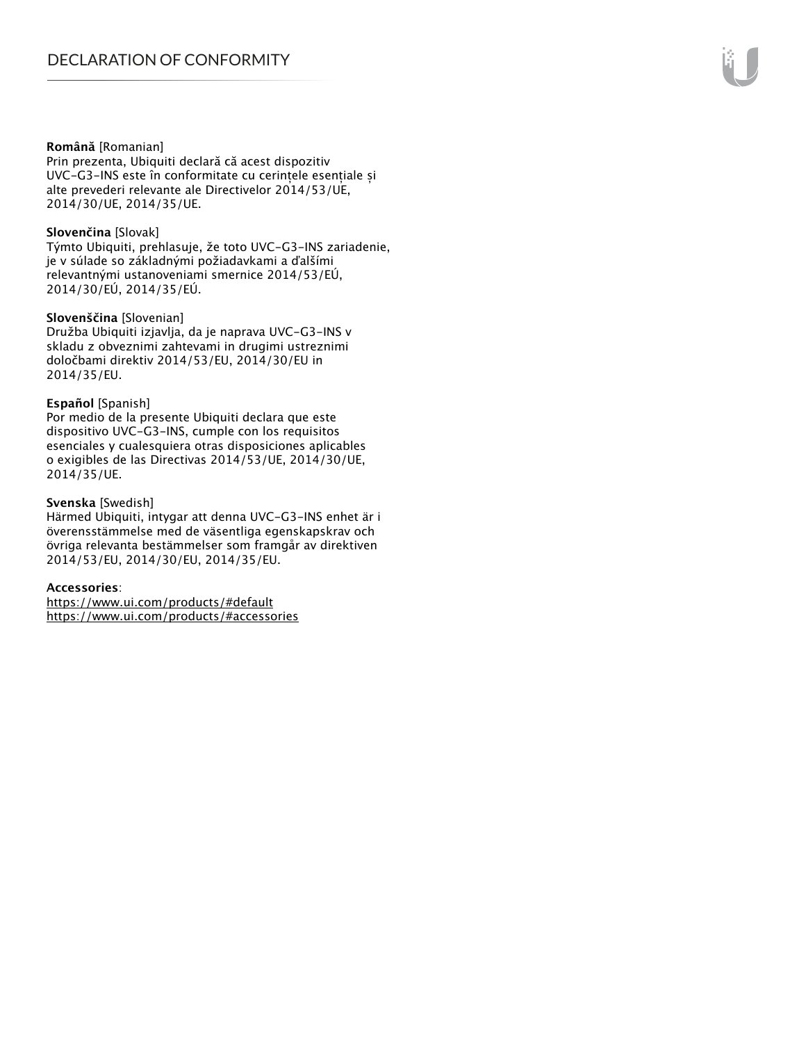**Română** [Romanian]
Prin prezenta, Ubiquiti declară că acest dispozitiv UVC-G3-INS este în conformitate cu cerințele esențiale și alte prevederi relevante ale Directivelor 2014/53/UE, 2014/30/UE, 2014/35/UE.

**Slovenčina** [Slovak]
Týmto Ubiquiti, prehlasuje, že toto UVC-G3-INS zariadenie, je v súlade so základnými požiadavkami a ďalšími relevantnými ustanoveniami smernice 2014/53/EÚ, 2014/30/EÚ, 2014/35/EÚ.

**Slovenščina** [Slovenian]
Družba Ubiquiti izjavlja, da je naprava UVC-G3-INS v skladu z obveznimi zahtevami in drugimi ustreznimi določbami direktiv 2014/53/EU, 2014/30/EU in 2014/35/EU.

**Español** [Spanish]
Por medio de la presente Ubiquiti declara que este dispositivo UVC-G3-INS, cumple con los requisitos esenciales y cualesquiera otras disposiciones aplicables o exigibles de las Directivas 2014/53/UE, 2014/30/UE, 2014/35/UE.

**Svenska** [Swedish]
Härmed Ubiquiti, intygar att denna UVC-G3-INS enhet är i överensstämmelse med de väsentliga egenskapskrav och övriga relevanta bestämmelser som framgår av direktiven 2014/53/EU, 2014/30/EU, 2014/35/EU.

**Accessories**:
https://www.ui.com/products/#default
https://www.ui.com/products/#accessories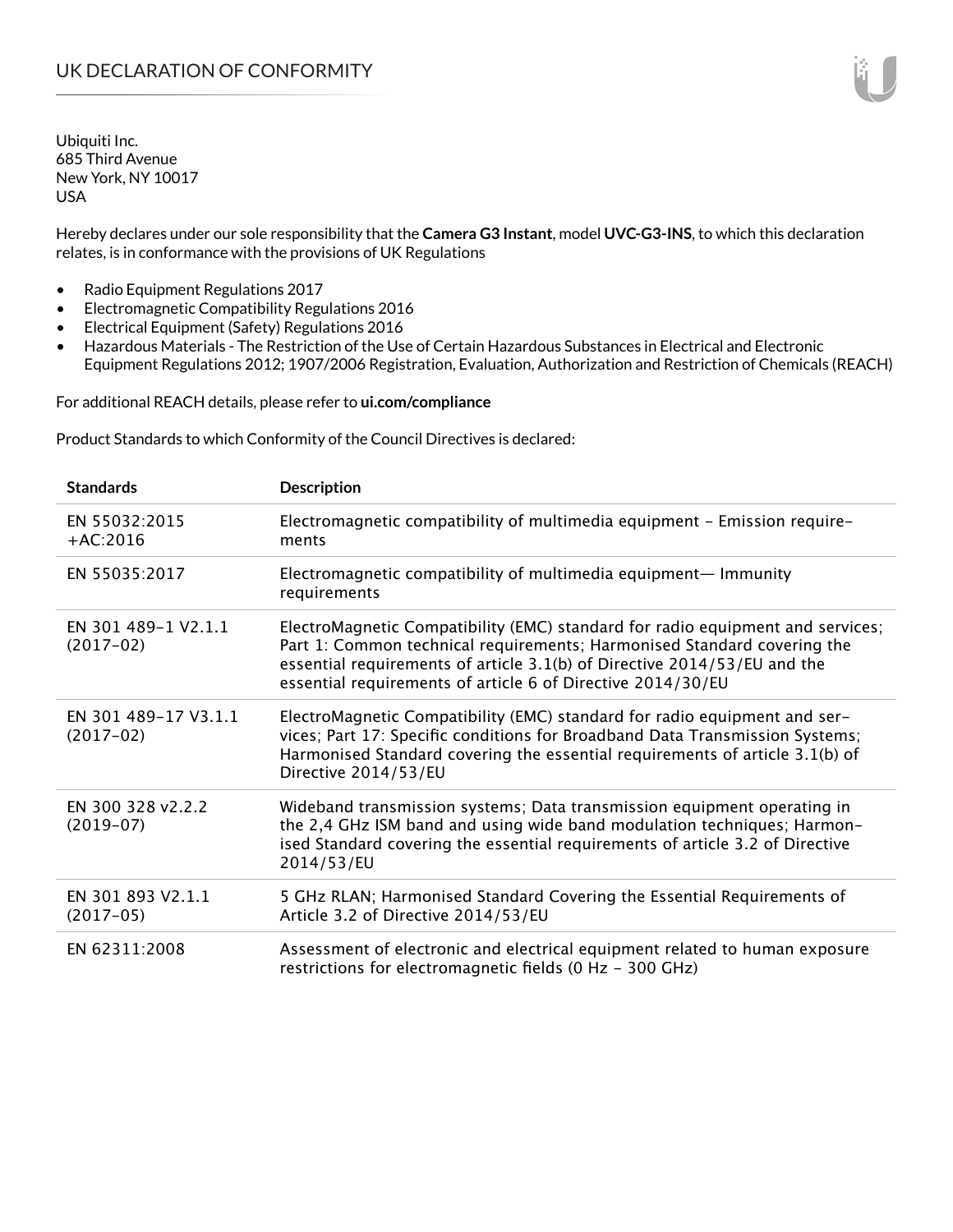# UK DECLARATION OF CONFORMITY

Ubiquiti Inc.
685 Third Avenue
New York, NY 10017
USA

Hereby declares under our sole responsibility that the **Camera G3 Instant**, model **UVC-G3-INS**, to which this declaration relates, is in conformance with the provisions of UK Regulations

- Radio Equipment Regulations 2017
- Electromagnetic Compatibility Regulations 2016
- Electrical Equipment (Safety) Regulations 2016
- Hazardous Materials - The Restriction of the Use of Certain Hazardous Substances in Electrical and Electronic Equipment Regulations 2012; 1907/2006 Registration, Evaluation, Authorization and Restriction of Chemicals (REACH)

For additional REACH details, please refer to **ui.com/compliance**

Product Standards to which Conformity of the Council Directives is declared:

| Standards | Description |
|---|---|
| EN 55032:2015 +AC:2016 | Electromagnetic compatibility of multimedia equipment – Emission requirements |
| EN 55035:2017 | Electromagnetic compatibility of multimedia equipment— Immunity requirements |
| EN 301 489-1 V2.1.1 (2017-02) | ElectroMagnetic Compatibility (EMC) standard for radio equipment and services; Part 1: Common technical requirements; Harmonised Standard covering the essential requirements of article 3.1(b) of Directive 2014/53/EU and the essential requirements of article 6 of Directive 2014/30/EU |
| EN 301 489-17 V3.1.1 (2017-02) | ElectroMagnetic Compatibility (EMC) standard for radio equipment and services; Part 17: Specific conditions for Broadband Data Transmission Systems; Harmonised Standard covering the essential requirements of article 3.1(b) of Directive 2014/53/EU |
| EN 300 328 v2.2.2 (2019-07) | Wideband transmission systems; Data transmission equipment operating in the 2,4 GHz ISM band and using wide band modulation techniques; Harmonised Standard covering the essential requirements of article 3.2 of Directive 2014/53/EU |
| EN 301 893 V2.1.1 (2017-05) | 5 GHz RLAN; Harmonised Standard Covering the Essential Requirements of Article 3.2 of Directive 2014/53/EU |
| EN 62311:2008 | Assessment of electronic and electrical equipment related to human exposure restrictions for electromagnetic fields (0 Hz - 300 GHz) |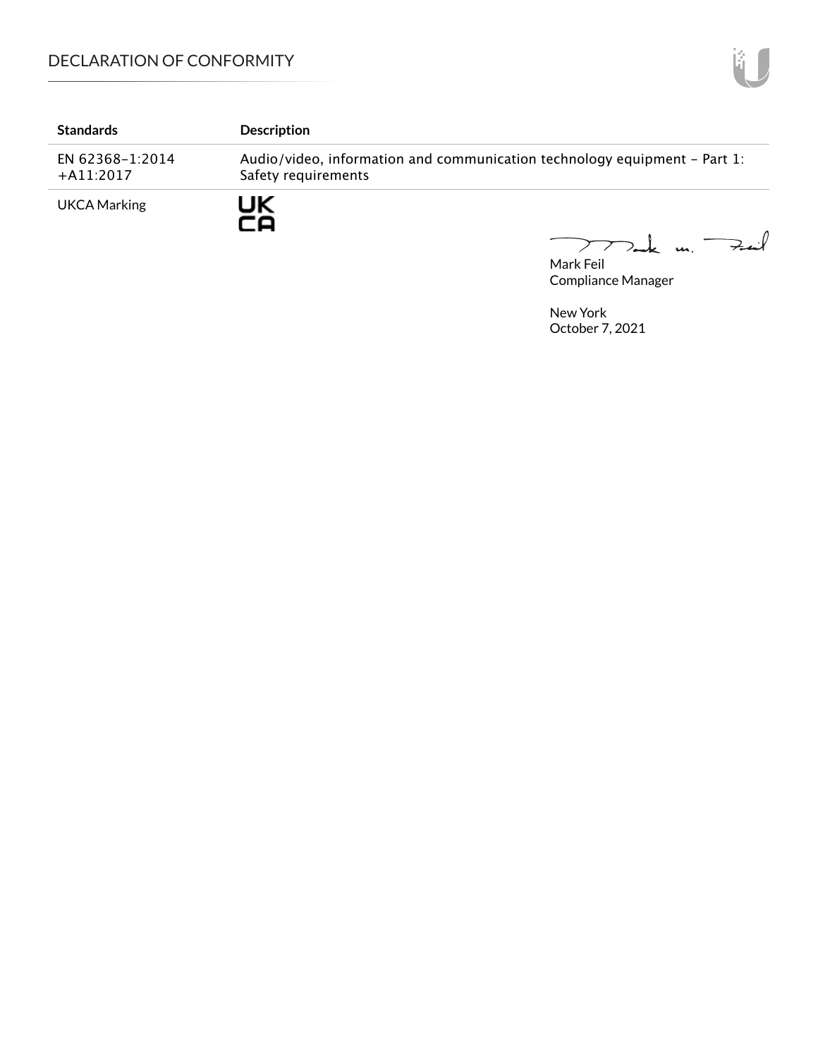| Standards | Description |
| --- | --- |
| EN 62368-1:2014 +A11:2017 | Audio/video, information and communication technology equipment – Part 1: Safety requirements |
| UKCA Marking | UK CA |

Mark Feil
Compliance Manager

New York
October 7, 2021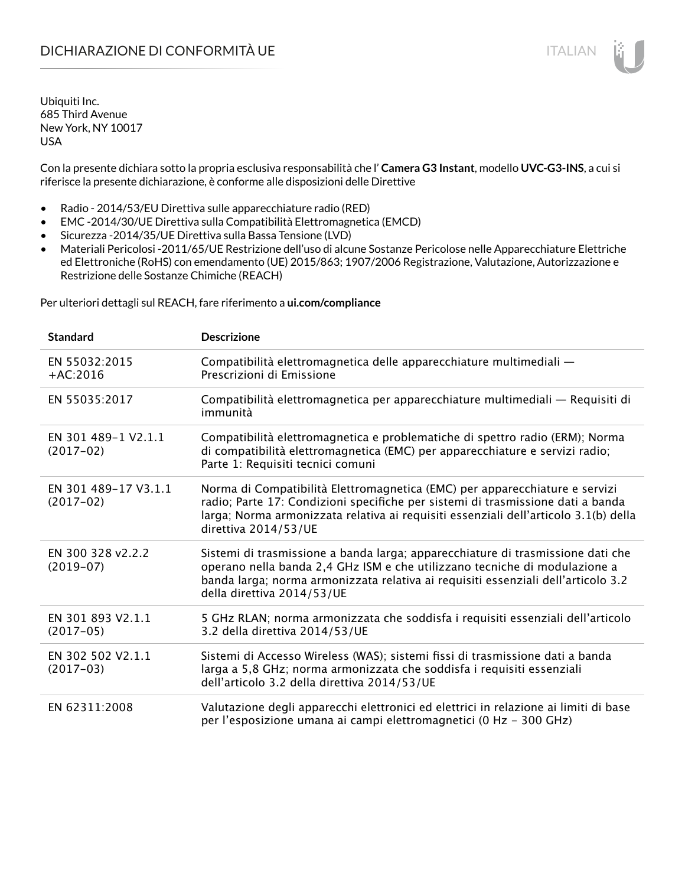# DICHIARAZIONE DI CONFORMITÀ UE

Ubiquiti Inc.
685 Third Avenue
New York, NY 10017
USA

Con la presente dichiara sotto la propria esclusiva responsabilità che l' **Camera G3 Instant**, modello **UVC-G3-INS**, a cui si riferisce la presente dichiarazione, è conforme alle disposizioni delle Direttive

- Radio - 2014/53/EU Direttiva sulle apparecchiature radio (RED)
- EMC -2014/30/UE Direttiva sulla Compatibilità Elettromagnetica (EMCD)
- Sicurezza -2014/35/UE Direttiva sulla Bassa Tensione (LVD)
- Materiali Pericolosi -2011/65/UE Restrizione dell'uso di alcune Sostanze Pericolose nelle Apparecchiature Elettriche ed Elettroniche (RoHS) con emendamento (UE) 2015/863; 1907/2006 Registrazione, Valutazione, Autorizzazione e Restrizione delle Sostanze Chimiche (REACH)

Per ulteriori dettagli sul REACH, fare riferimento a **ui.com/compliance**

| Standard | Descrizione |
|---|---|
| EN 55032:2015 +AC:2016 | Compatibilità elettromagnetica delle apparecchiature multimediali — Prescrizioni di Emissione |
| EN 55035:2017 | Compatibilità elettromagnetica per apparecchiature multimediali — Requisiti di immunità |
| EN 301 489-1 V2.1.1 (2017-02) | Compatibilità elettromagnetica e problematiche di spettro radio (ERM); Norma di compatibilità elettromagnetica (EMC) per apparecchiature e servizi radio; Parte 1: Requisiti tecnici comuni |
| EN 301 489-17 V3.1.1 (2017-02) | Norma di Compatibilità Elettromagnetica (EMC) per apparecchiature e servizi radio; Parte 17: Condizioni specifiche per sistemi di trasmissione dati a banda larga; Norma armonizzata relativa ai requisiti essenziali dell'articolo 3.1(b) della direttiva 2014/53/UE |
| EN 300 328 v2.2.2 (2019-07) | Sistemi di trasmissione a banda larga; apparecchiature di trasmissione dati che operano nella banda 2,4 GHz ISM e che utilizzano tecniche di modulazione a banda larga; norma armonizzata relativa ai requisiti essenziali dell'articolo 3.2 della direttiva 2014/53/UE |
| EN 301 893 V2.1.1 (2017-05) | 5 GHz RLAN; norma armonizzata che soddisfa i requisiti essenziali dell'articolo 3.2 della direttiva 2014/53/UE |
| EN 302 502 V2.1.1 (2017-03) | Sistemi di Accesso Wireless (WAS); sistemi fissi di trasmissione dati a banda larga a 5,8 GHz; norma armonizzata che soddisfa i requisiti essenziali dell'articolo 3.2 della direttiva 2014/53/UE |
| EN 62311:2008 | Valutazione degli apparecchi elettronici ed elettrici in relazione ai limiti di base per l'esposizione umana ai campi elettromagnetici (0 Hz - 300 GHz) |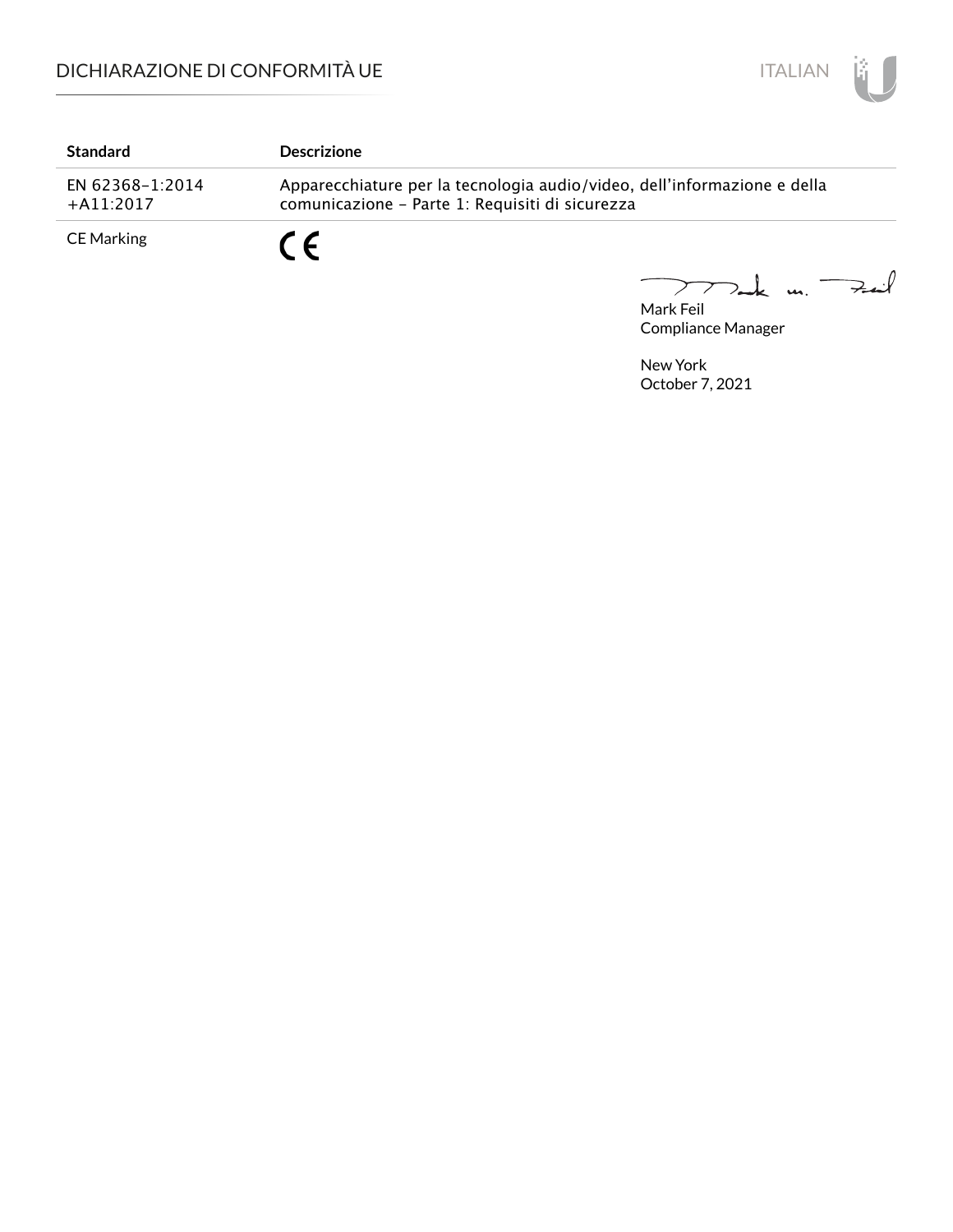| Standard | Descrizione |
|---|---|
| EN 62368-1:2014 +A11:2017 | Apparecchiature per la tecnologia audio/video, dell'informazione e della comunicazione - Parte 1: Requisiti di sicurezza |
| CE Marking | CE |

Mark Feil
Compliance Manager

New York
October 7, 2021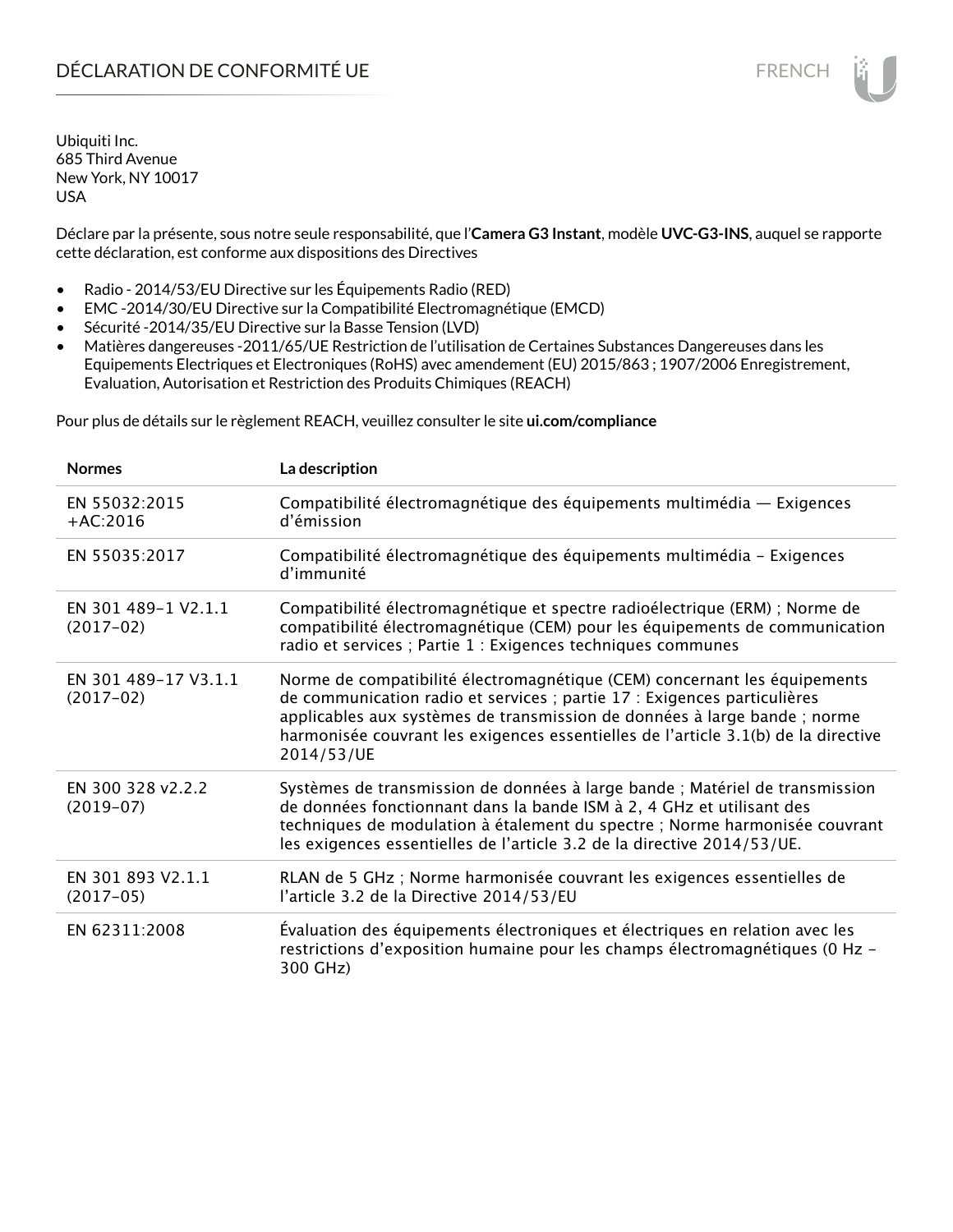# DÉCLARATION DE CONFORMITÉ UE

Ubiquiti Inc.
685 Third Avenue
New York, NY 10017
USA

Déclare par la présente, sous notre seule responsabilité, que l'**Camera G3 Instant**, modèle **UVC-G3-INS**, auquel se rapporte cette déclaration, est conforme aux dispositions des Directives

- Radio - 2014/53/EU Directive sur les Équipements Radio (RED)
- EMC -2014/30/EU Directive sur la Compatibilité Electromagnétique (EMCD)
- Sécurité -2014/35/EU Directive sur la Basse Tension (LVD)
- Matières dangereuses -2011/65/UE Restriction de l'utilisation de Certaines Substances Dangereuses dans les Equipements Electriques et Electroniques (RoHS) avec amendement (EU) 2015/863 ; 1907/2006 Enregistrement, Evaluation, Autorisation et Restriction des Produits Chimiques (REACH)

Pour plus de détails sur le règlement REACH, veuillez consulter le site **ui.com/compliance**

| Normes | La description |
| --- | --- |
| EN 55032:2015 +AC:2016 | Compatibilité électromagnétique des équipements multimédia — Exigences d'émission |
| EN 55035:2017 | Compatibilité électromagnétique des équipements multimédia – Exigences d'immunité |
| EN 301 489-1 V2.1.1 (2017-02) | Compatibilité électromagnétique et spectre radioélectrique (ERM) ; Norme de compatibilité électromagnétique (CEM) pour les équipements de communication radio et services ; Partie 1 : Exigences techniques communes |
| EN 301 489-17 V3.1.1 (2017-02) | Norme de compatibilité électromagnétique (CEM) concernant les équipements de communication radio et services ; partie 17 : Exigences particulières applicables aux systèmes de transmission de données à large bande ; norme harmonisée couvrant les exigences essentielles de l'article 3.1(b) de la directive 2014/53/UE |
| EN 300 328 v2.2.2 (2019-07) | Systèmes de transmission de données à large bande ; Matériel de transmission de données fonctionnant dans la bande ISM à 2, 4 GHz et utilisant des techniques de modulation à étalement du spectre ; Norme harmonisée couvrant les exigences essentielles de l'article 3.2 de la directive 2014/53/UE. |
| EN 301 893 V2.1.1 (2017-05) | RLAN de 5 GHz ; Norme harmonisée couvrant les exigences essentielles de l'article 3.2 de la Directive 2014/53/EU |
| EN 62311:2008 | Évaluation des équipements électroniques et électriques en relation avec les restrictions d'exposition humaine pour les champs électromagnétiques (0 Hz - 300 GHz) |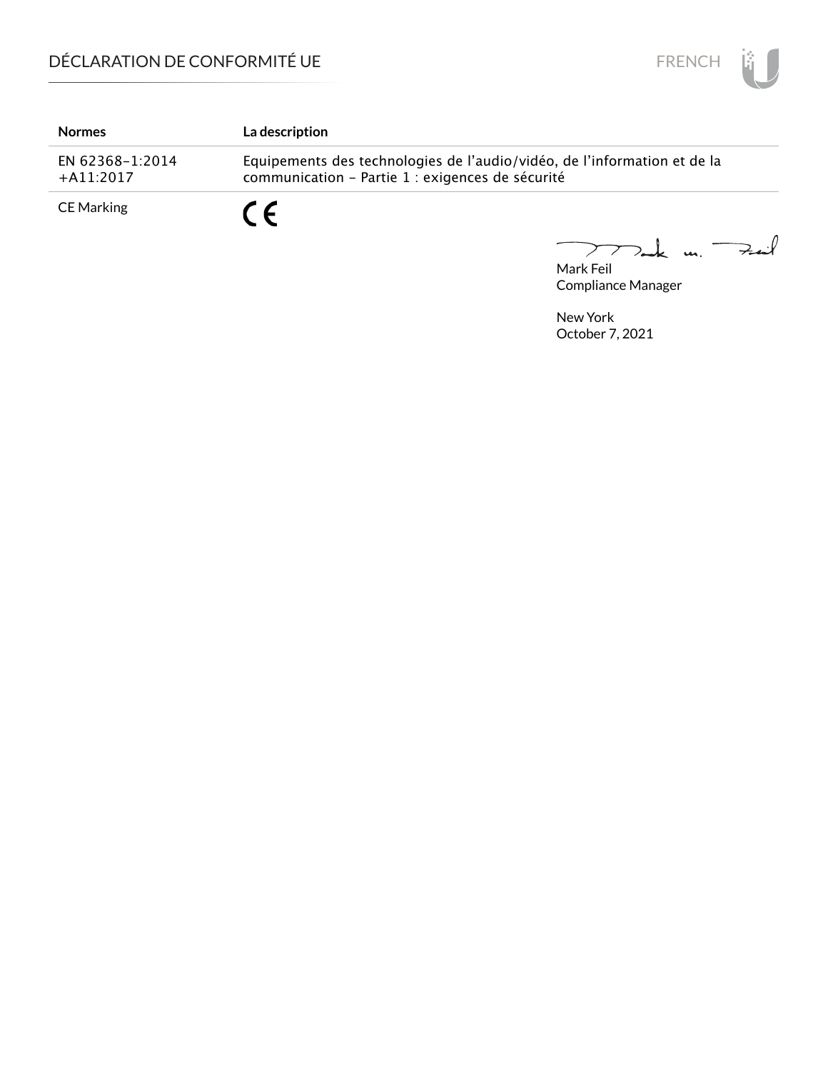| Normes | La description |
| --- | --- |
| EN 62368-1:2014 +A11:2017 | Equipements des technologies de l'audio/vidéo, de l'information et de la communication - Partie 1 : exigences de sécurité |
| CE Marking | CE |

Mark Feil
Compliance Manager

New York
October 7, 2021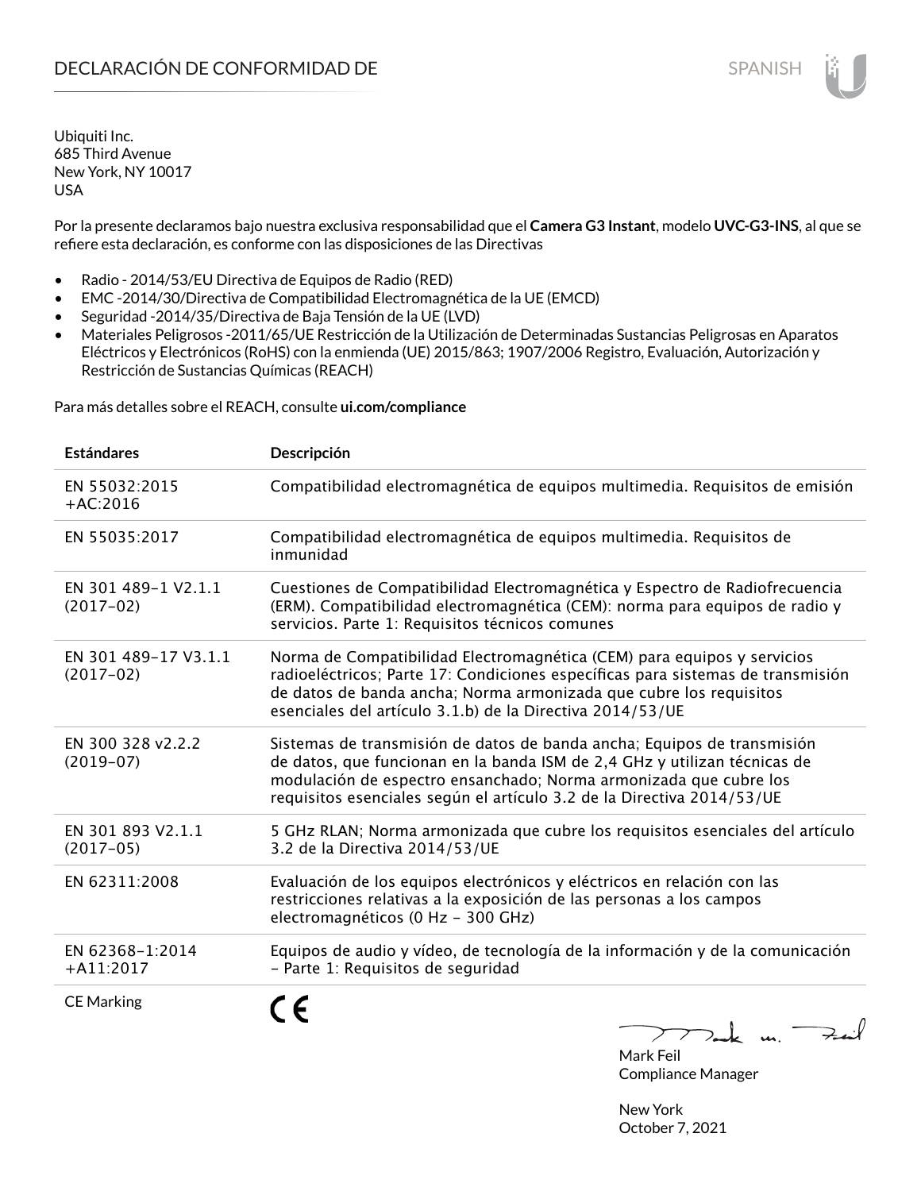# DECLARACIÓN DE CONFORMIDAD DE

Ubiquiti Inc.
685 Third Avenue
New York, NY 10017
USA

Por la presente declaramos bajo nuestra exclusiva responsabilidad que el **Camera G3 Instant**, modelo **UVC-G3-INS**, al que se refiere esta declaración, es conforme con las disposiciones de las Directivas

- Radio - 2014/53/EU Directiva de Equipos de Radio (RED)
- EMC -2014/30/Directiva de Compatibilidad Electromagnética de la UE (EMCD)
- Seguridad -2014/35/Directiva de Baja Tensión de la UE (LVD)
- Materiales Peligrosos -2011/65/UE Restricción de la Utilización de Determinadas Sustancias Peligrosas en Aparatos Eléctricos y Electrónicos (RoHS) con la enmienda (UE) 2015/863; 1907/2006 Registro, Evaluación, Autorización y Restricción de Sustancias Químicas (REACH)

Para más detalles sobre el REACH, consulte **ui.com/compliance**

| **Estándares** | **Descripción** |
|---|---|
| EN 55032:2015 +AC:2016 | Compatibilidad electromagnética de equipos multimedia. Requisitos de emisión |
| EN 55035:2017 | Compatibilidad electromagnética de equipos multimedia. Requisitos de inmunidad |
| EN 301 489-1 V2.1.1 (2017-02) | Cuestiones de Compatibilidad Electromagnética y Espectro de Radiofrecuencia (ERM). Compatibilidad electromagnética (CEM): norma para equipos de radio y servicios. Parte 1: Requisitos técnicos comunes |
| EN 301 489-17 V3.1.1 (2017-02) | Norma de Compatibilidad Electromagnética (CEM) para equipos y servicios radioeléctricos; Parte 17: Condiciones específicas para sistemas de transmisión de datos de banda ancha; Norma armonizada que cubre los requisitos esenciales del artículo 3.1.b) de la Directiva 2014/53/UE |
| EN 300 328 v2.2.2 (2019-07) | Sistemas de transmisión de datos de banda ancha; Equipos de transmisión de datos, que funcionan en la banda ISM de 2,4 GHz y utilizan técnicas de modulación de espectro ensanchado; Norma armonizada que cubre los requisitos esenciales según el artículo 3.2 de la Directiva 2014/53/UE |
| EN 301 893 V2.1.1 (2017-05) | 5 GHz RLAN; Norma armonizada que cubre los requisitos esenciales del artículo 3.2 de la Directiva 2014/53/UE |
| EN 62311:2008 | Evaluación de los equipos electrónicos y eléctricos en relación con las restricciones relativas a la exposición de las personas a los campos electromagnéticos (0 Hz - 300 GHz) |
| EN 62368-1:2014 +A11:2017 | Equipos de audio y vídeo, de tecnología de la información y de la comunicación - Parte 1: Requisitos de seguridad |
| CE Marking | CE |

Mark Feil
Compliance Manager

New York
October 7, 2021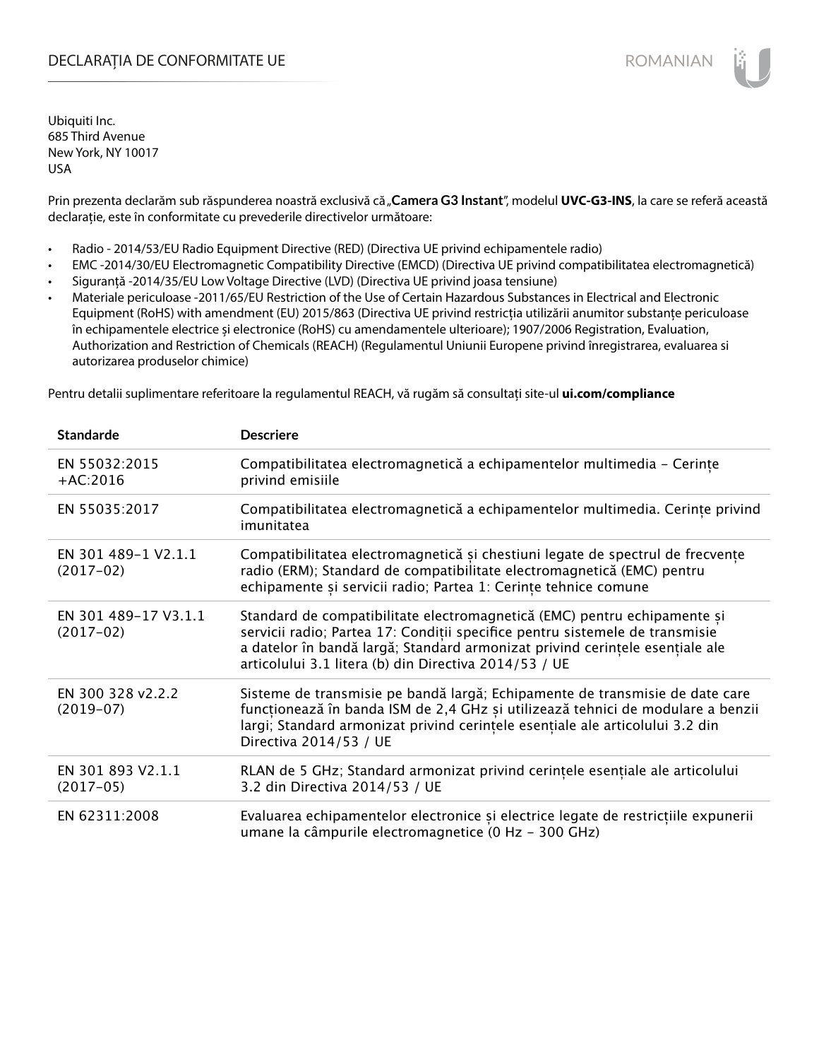# DECLARAȚIA DE CONFORMITATE UE

Ubiquiti Inc.
685 Third Avenue
New York, NY 10017
USA

Prin prezenta declarăm sub răspunderea noastră exclusivă că **„Camera G3 Instant"**, modelul **UVC-G3-INS**, la care se referă această declarație, este în conformitate cu prevederile directivelor următoare:

- Radio - 2014/53/EU Radio Equipment Directive (RED) (Directiva UE privind echipamentele radio)
- EMC -2014/30/EU Electromagnetic Compatibility Directive (EMCD) (Directiva UE privind compatibilitatea electromagnetică)
- Siguranță -2014/35/EU Low Voltage Directive (LVD) (Directiva UE privind joasa tensiune)
- Materiale periculoase -2011/65/EU Restriction of the Use of Certain Hazardous Substances in Electrical and Electronic Equipment (RoHS) with amendment (EU) 2015/863 (Directiva UE privind restricția utilizării anumitor substanțe periculoase în echipamentele electrice și electronice (RoHS) cu amendamentele ulterioare); 1907/2006 Registration, Evaluation, Authorization and Restriction of Chemicals (REACH) (Regulamentul Uniunii Europene privind înregistrarea, evaluarea si autorizarea produselor chimice)

Pentru detalii suplimentare referitoare la regulamentul REACH, vă rugăm să consultați site-ul **ui.com/compliance**

| Standarde | Descriere |
|---|---|
| EN 55032:2015 +AC:2016 | Compatibilitatea electromagnetică a echipamentelor multimedia – Cerințe privind emisiile |
| EN 55035:2017 | Compatibilitatea electromagnetică a echipamentelor multimedia. Cerințe privind imunitatea |
| EN 301 489-1 V2.1.1 (2017-02) | Compatibilitatea electromagnetică și chestiuni legate de spectrul de frecvențe radio (ERM); Standard de compatibilitate electromagnetică (EMC) pentru echipamente și servicii radio; Partea 1: Cerințe tehnice comune |
| EN 301 489-17 V3.1.1 (2017-02) | Standard de compatibilitate electromagnetică (EMC) pentru echipamente și servicii radio; Partea 17: Condiții specifice pentru sistemele de transmisie a datelor în bandă largă; Standard armonizat privind cerințele esențiale ale articolului 3.1 litera (b) din Directiva 2014/53 / UE |
| EN 300 328 v2.2.2 (2019-07) | Sisteme de transmisie pe bandă largă; Echipamente de transmisie de date care funcționează în banda ISM de 2,4 GHz și utilizează tehnici de modulare a benzii largi; Standard armonizat privind cerințele esențiale ale articolului 3.2 din Directiva 2014/53 / UE |
| EN 301 893 V2.1.1 (2017-05) | RLAN de 5 GHz; Standard armonizat privind cerințele esențiale ale articolului 3.2 din Directiva 2014/53 / UE |
| EN 62311:2008 | Evaluarea echipamentelor electronice și electrice legate de restricțiile expunerii umane la câmpurile electromagnetice (0 Hz – 300 GHz) |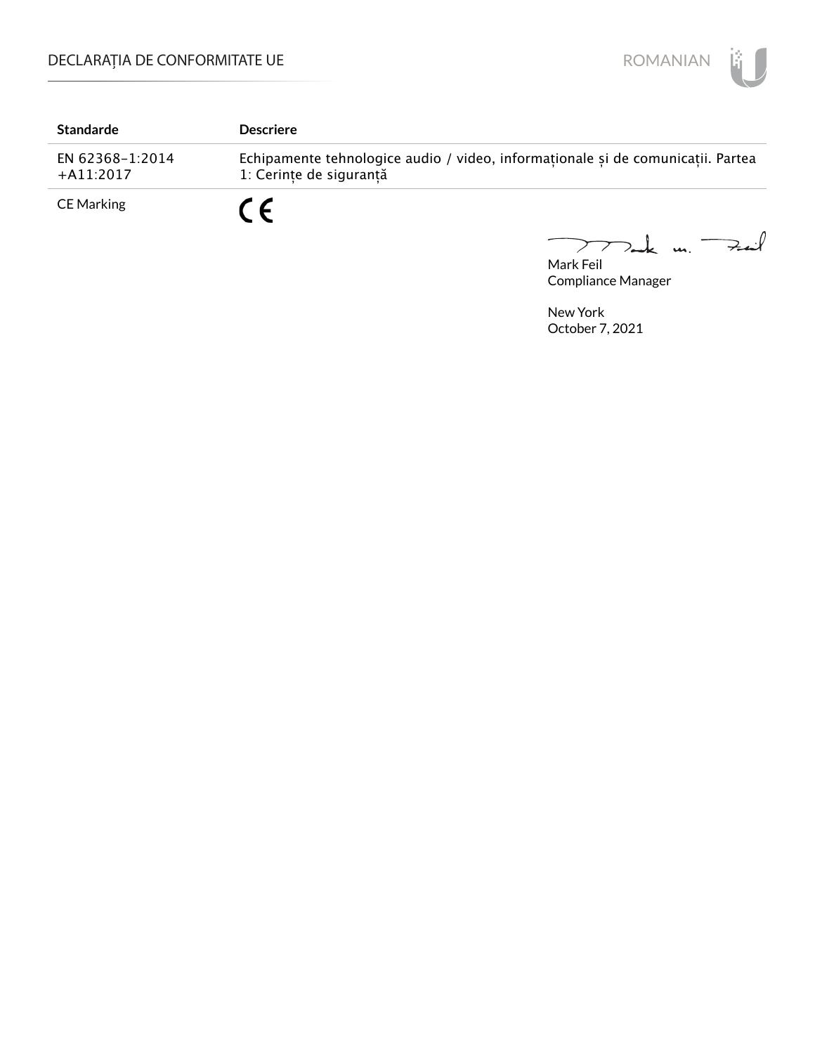| Standarde | Descriere |
| --- | --- |
| EN 62368-1:2014 +A11:2017 | Echipamente tehnologice audio / video, informaționale și de comunicații. Partea 1: Cerințe de siguranță |
| CE Marking | CE |

Mark Feil
Compliance Manager

New York
October 7, 2021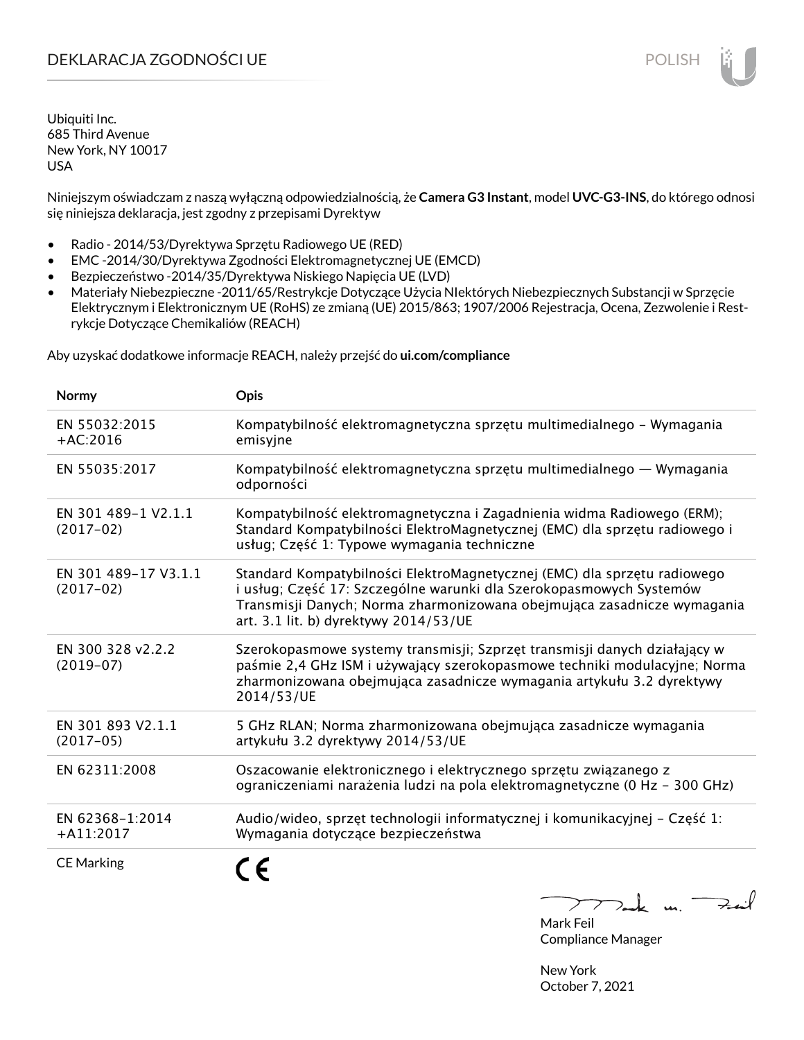# DEKLARACJA ZGODNOŚCI UE

POLISH

Ubiquiti Inc.
685 Third Avenue
New York, NY 10017
USA

Niniejszym oświadczam z naszą wyłączną odpowiedzialnością, że **Camera G3 Instant**, model **UVC-G3-INS**, do którego odnosi się niniejsza deklaracja, jest zgodny z przepisami Dyrektyw

- Radio - 2014/53/Dyrektywa Sprzętu Radiowego UE (RED)
- EMC -2014/30/Dyrektywa Zgodności Elektromagnetycznej UE (EMCD)
- Bezpieczeństwo -2014/35/Dyrektywa Niskiego Napięcia UE (LVD)
- Materiały Niebezpieczne -2011/65/Restrykcje Dotyczące Użycia NIektórych Niebezpiecznych Substancji w Sprzęcie Elektrycznym i Elektronicznym UE (RoHS) ze zmianą (UE) 2015/863; 1907/2006 Rejestracja, Ocena, Zezwolenie i Restrykcje Dotyczące Chemikaliów (REACH)

Aby uzyskać dodatkowe informacje REACH, należy przejść do **ui.com/compliance**

| Normy | Opis |
|---|---|
| EN 55032:2015 +AC:2016 | Kompatybilność elektromagnetyczna sprzętu multimedialnego – Wymagania emisyjne |
| EN 55035:2017 | Kompatybilność elektromagnetyczna sprzętu multimedialnego — Wymagania odporności |
| EN 301 489-1 V2.1.1 (2017-02) | Kompatybilność elektromagnetyczna i Zagadnienia widma Radiowego (ERM); Standard Kompatybilności ElektroMagnetycznej (EMC) dla sprzętu radiowego i usług; Część 1: Typowe wymagania techniczne |
| EN 301 489-17 V3.1.1 (2017-02) | Standard Kompatybilności ElektroMagnetycznej (EMC) dla sprzętu radiowego i usług; Część 17: Szczególne warunki dla Szerokopasmowych Systemów Transmisji Danych; Norma zharmonizowana obejmująca zasadnicze wymagania art. 3.1 lit. b) dyrektywy 2014/53/UE |
| EN 300 328 v2.2.2 (2019-07) | Szerokopasmowe systemy transmisji; Szprzęt transmisji danych działający w paśmie 2,4 GHz ISM i używający szerokopasmowe techniki modulacyjne; Norma zharmonizowana obejmująca zasadnicze wymagania artykułu 3.2 dyrektywy 2014/53/UE |
| EN 301 893 V2.1.1 (2017-05) | 5 GHz RLAN; Norma zharmonizowana obejmująca zasadnicze wymagania artykułu 3.2 dyrektywy 2014/53/UE |
| EN 62311:2008 | Oszacowanie elektronicznego i elektrycznego sprzętu związanego z ograniczeniami narażenia ludzi na pola elektromagnetyczne (0 Hz - 300 GHz) |
| EN 62368-1:2014 +A11:2017 | Audio/wideo, sprzęt technologii informatycznej i komunikacyjnej – Część 1: Wymagania dotyczące bezpieczeństwa |
| CE Marking | CE |

Mark Feil
Compliance Manager

New York
October 7, 2021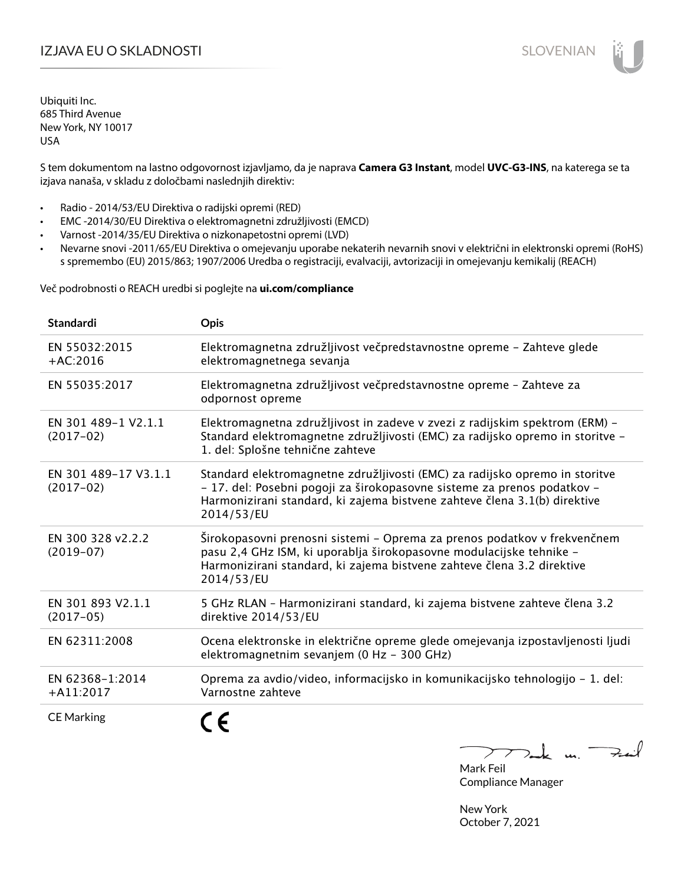# IZJAVA EU O SKLADNOSTI

Ubiquiti Inc.
685 Third Avenue
New York, NY 10017
USA

S tem dokumentom na lastno odgovornost izjavljamo, da je naprava **Camera G3 Instant**, model **UVC-G3-INS**, na katerega se ta izjava nanaša, v skladu z določbami naslednjih direktiv:

- Radio - 2014/53/EU Direktiva o radijski opremi (RED)
- EMC -2014/30/EU Direktiva o elektromagnetni združljivosti (EMCD)
- Varnost -2014/35/EU Direktiva o nizkonapetostni opremi (LVD)
- Nevarne snovi -2011/65/EU Direktiva o omejevanju uporabe nekaterih nevarnih snovi v električni in elektronski opremi (RoHS) s spremembo (EU) 2015/863; 1907/2006 Uredba o registraciji, evalvaciji, avtorizaciji in omejevanju kemikalij (REACH)

Več podrobnosti o REACH uredbi si poglejte na **ui.com/compliance**

| Standardi | Opis |
|---|---|
| EN 55032:2015 +AC:2016 | Elektromagnetna združljivost večpredstavnostne opreme – Zahteve glede elektromagnetnega sevanja |
| EN 55035:2017 | Elektromagnetna združljivost večpredstavnostne opreme – Zahteve za odpornost opreme |
| EN 301 489-1 V2.1.1 (2017-02) | Elektromagnetna združljivost in zadeve v zvezi z radijskim spektrom (ERM) – Standard elektromagnetne združljivosti (EMC) za radijsko opremo in storitve – 1. del: Splošne tehnične zahteve |
| EN 301 489-17 V3.1.1 (2017-02) | Standard elektromagnetne združljivosti (EMC) za radijsko opremo in storitve – 17. del: Posebni pogoji za širokopasovne sisteme za prenos podatkov – Harmonizirani standard, ki zajema bistvene zahteve člena 3.1(b) direktive 2014/53/EU |
| EN 300 328 v2.2.2 (2019-07) | Širokopasovni prenosni sistemi – Oprema za prenos podatkov v frekvenčnem pasu 2,4 GHz ISM, ki uporablja širokopasovne modulacijske tehnike – Harmonizirani standard, ki zajema bistvene zahteve člena 3.2 direktive 2014/53/EU |
| EN 301 893 V2.1.1 (2017-05) | 5 GHz RLAN – Harmonizirani standard, ki zajema bistvene zahteve člena 3.2 direktive 2014/53/EU |
| EN 62311:2008 | Ocena elektronske in električne opreme glede omejevanja izpostavljenosti ljudi elektromagnetnim sevanjem (0 Hz – 300 GHz) |
| EN 62368-1:2014 +A11:2017 | Oprema za avdio/video, informacijsko in komunikacijsko tehnologijo – 1. del: Varnostne zahteve |
| CE Marking | CE |

Mark Feil
Compliance Manager

New York
October 7, 2021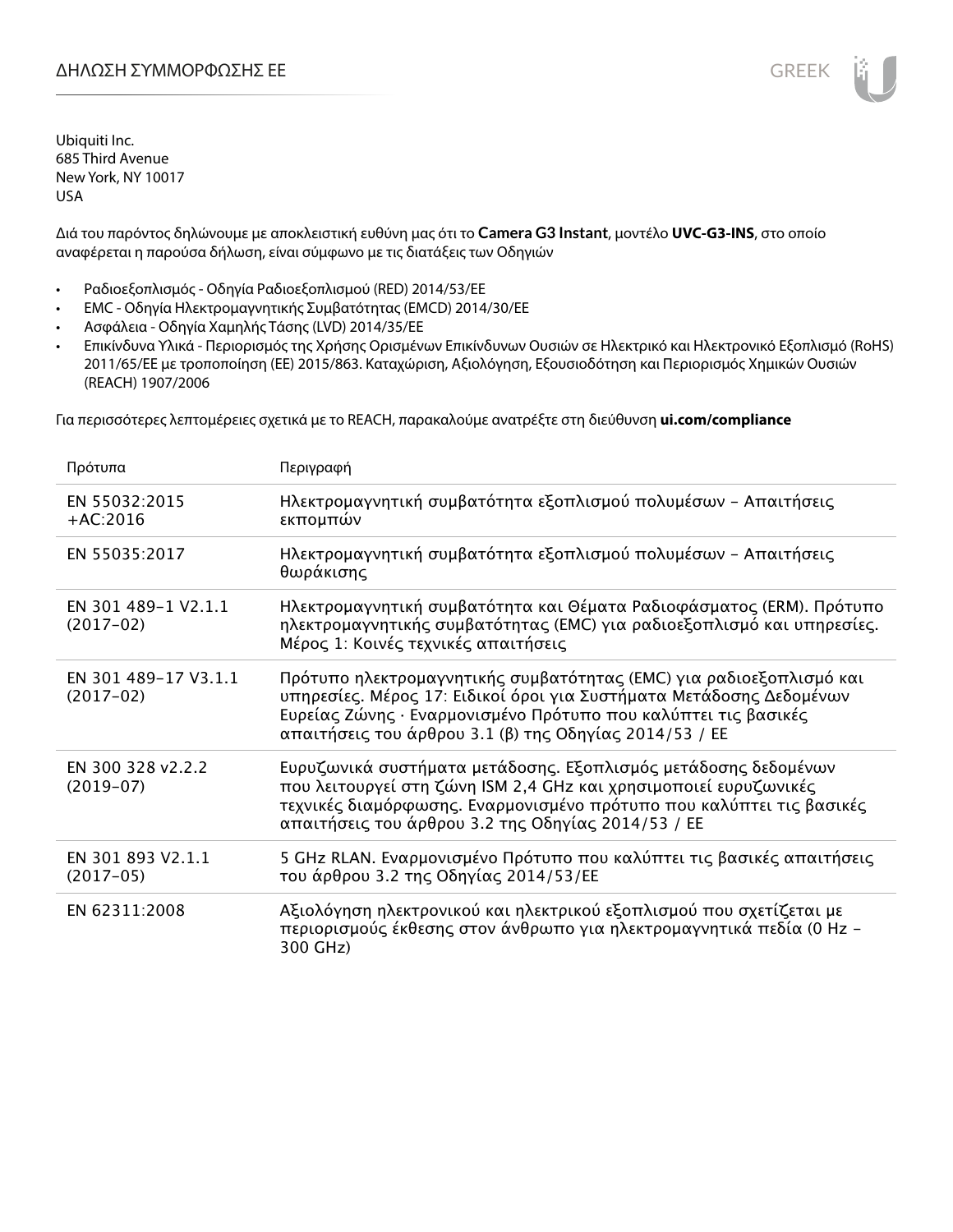# ΔΗΛΩΣΗ ΣΥΜΜΟΡΦΩΣΗΣ ΕΕ

Ubiquiti Inc.
685 Third Avenue
New York, NY 10017
USA

Διά του παρόντος δηλώνουμε με αποκλειστική ευθύνη μας ότι το **Camera G3 Instant**, μοντέλο **UVC-G3-INS**, στο οποίο αναφέρεται η παρούσα δήλωση, είναι σύμφωνο με τις διατάξεις των Οδηγιών

- Ραδιοεξοπλισμός - Οδηγία Ραδιοεξοπλισμού (RED) 2014/53/ΕΕ
- EMC - Οδηγία Ηλεκτρομαγνητικής Συμβατότητας (EMCD) 2014/30/ΕΕ
- Ασφάλεια - Οδηγία Χαμηλής Τάσης (LVD) 2014/35/ΕΕ
- Επικίνδυνα Υλικά - Περιορισμός της Χρήσης Ορισμένων Επικίνδυνων Ουσιών σε Ηλεκτρικό και Ηλεκτρονικό Εξοπλισμό (RoHS) 2011/65/ΕΕ με τροποποίηση (ΕΕ) 2015/863. Καταχώριση, Αξιολόγηση, Εξουσιοδότηση και Περιορισμός Χημικών Ουσιών (REACH) 1907/2006

Για περισσότερες λεπτομέρειες σχετικά με το REACH, παρακαλούμε ανατρέξτε στη διεύθυνση **ui.com/compliance**

| Πρότυπα | Περιγραφή |
|---|---|
| EN 55032:2015 +AC:2016 | Ηλεκτρομαγνητική συμβατότητα εξοπλισμού πολυμέσων – Απαιτήσεις εκπομπών |
| EN 55035:2017 | Ηλεκτρομαγνητική συμβατότητα εξοπλισμού πολυμέσων – Απαιτήσεις θωράκισης |
| EN 301 489-1 V2.1.1 (2017-02) | Ηλεκτρομαγνητική συμβατότητα και Θέματα Ραδιοφάσματος (ERM). Πρότυπο ηλεκτρομαγνητικής συμβατότητας (EMC) για ραδιοεξοπλισμό και υπηρεσίες. Μέρος 1: Κοινές τεχνικές απαιτήσεις |
| EN 301 489-17 V3.1.1 (2017-02) | Πρότυπο ηλεκτρομαγνητικής συμβατότητας (EMC) για ραδιοεξοπλισμό και υπηρεσίες. Μέρος 17: Ειδικοί όροι για Συστήματα Μετάδοσης Δεδομένων Ευρείας Ζώνης · Εναρμονισμένο Πρότυπο που καλύπτει τις βασικές απαιτήσεις του άρθρου 3.1 (β) της Οδηγίας 2014/53 / ΕΕ |
| EN 300 328 v2.2.2 (2019-07) | Ευρυζωνικά συστήματα μετάδοσης. Εξοπλισμός μετάδοσης δεδομένων που λειτουργεί στη ζώνη ISM 2,4 GHz και χρησιμοποιεί ευρυζωνικές τεχνικές διαμόρφωσης. Εναρμονισμένο πρότυπο που καλύπτει τις βασικές απαιτήσεις του άρθρου 3.2 της Οδηγίας 2014/53 / ΕΕ |
| EN 301 893 V2.1.1 (2017-05) | 5 GHz RLAN. Εναρμονισμένο Πρότυπο που καλύπτει τις βασικές απαιτήσεις του άρθρου 3.2 της Οδηγίας 2014/53/ΕΕ |
| EN 62311:2008 | Αξιολόγηση ηλεκτρονικού και ηλεκτρικού εξοπλισμού που σχετίζεται με περιορισμούς έκθεσης στον άνθρωπο για ηλεκτρομαγνητικά πεδία (0 Hz – 300 GHz) |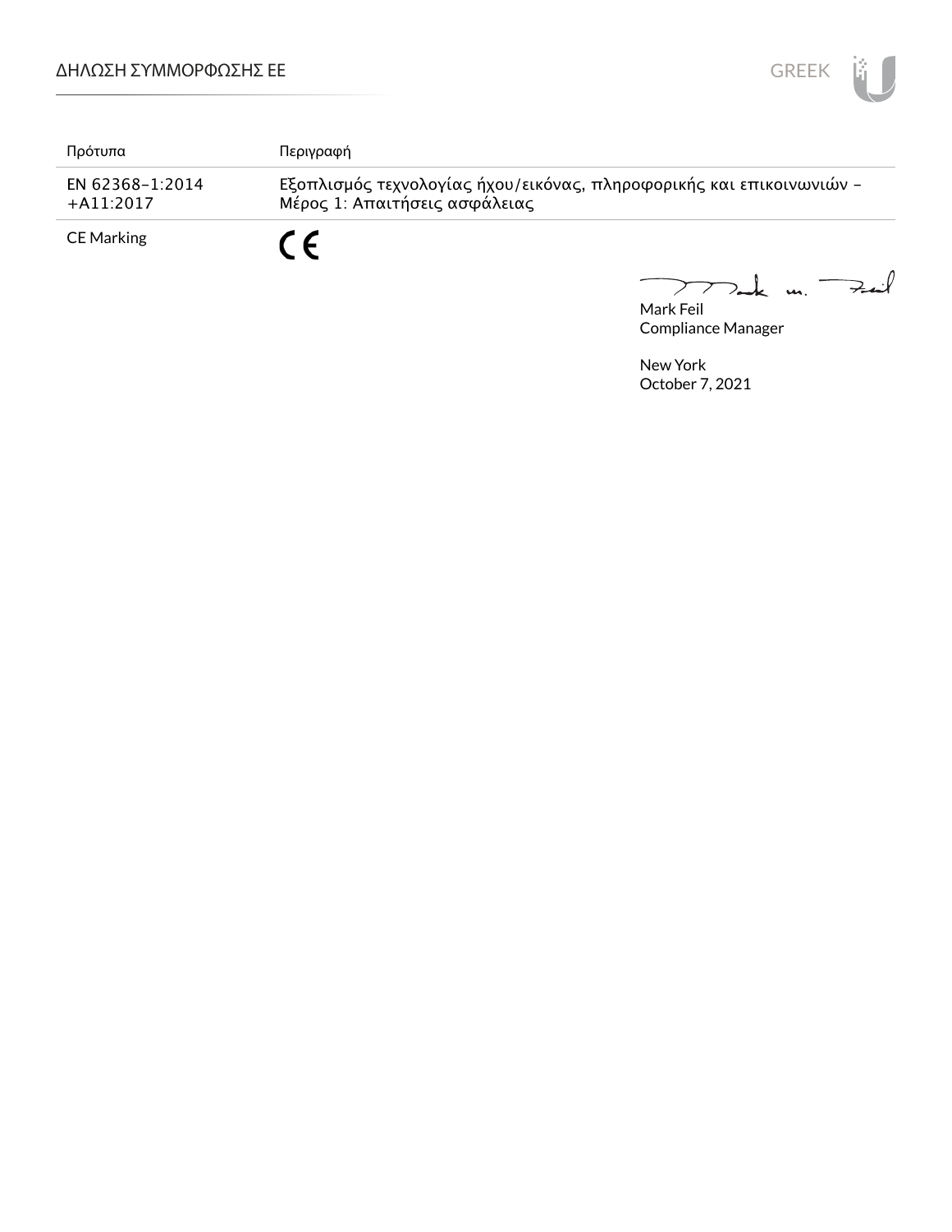| Πρότυπα | Περιγραφή |
| --- | --- |
| EN 62368-1:2014 +A11:2017 | Εξοπλισμός τεχνολογίας ήχου/εικόνας, πληροφορικής και επικοινωνιών – Μέρος 1: Απαιτήσεις ασφάλειας |
| CE Marking | CE |

Mark Feil
Compliance Manager

New York
October 7, 2021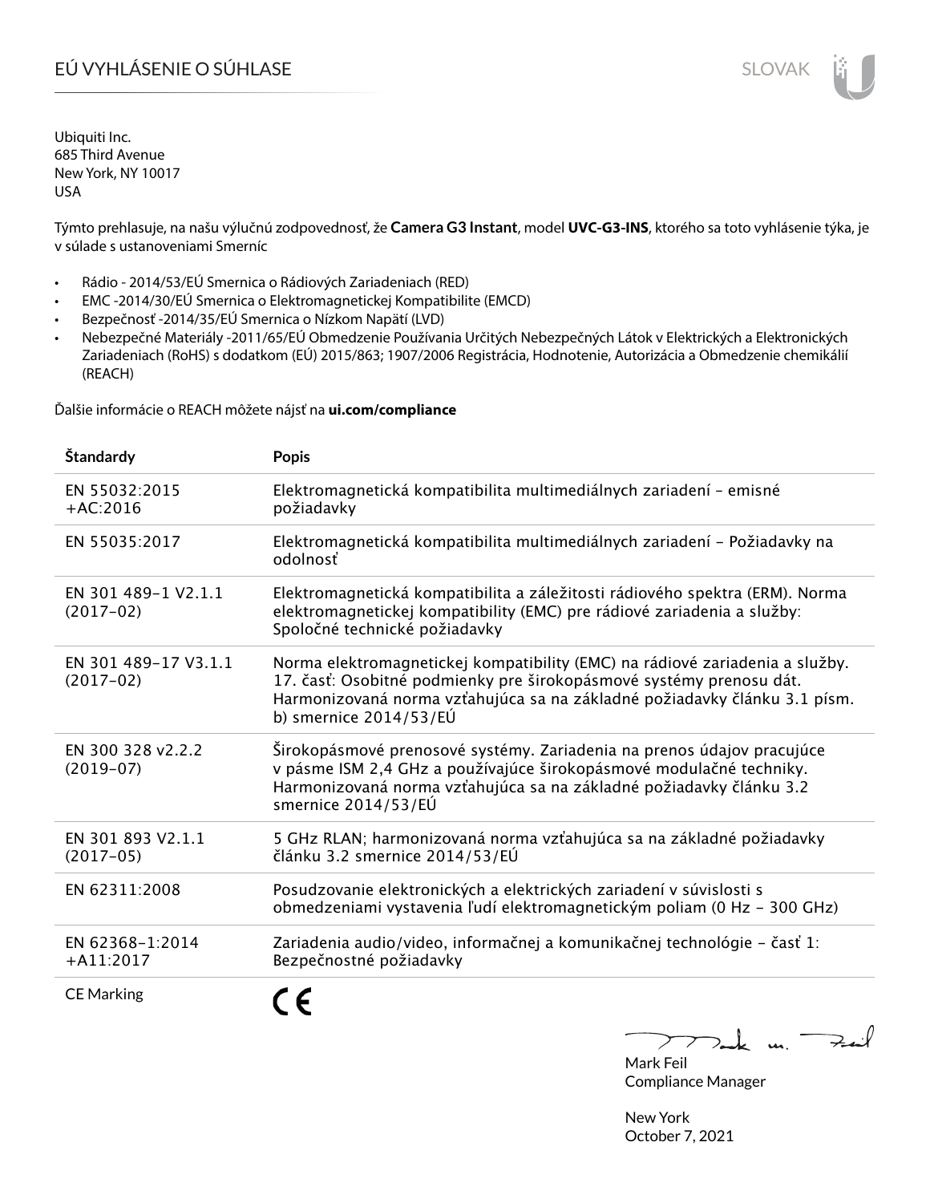# EÚ VYHLÁSENIE O SÚHLASE

Ubiquiti Inc.
685 Third Avenue
New York, NY 10017
USA

Týmto prehlasuje, na našu výlučnú zodpovednosť, že **Camera G3 Instant**, model **UVC-G3-INS**, ktorého sa toto vyhlásenie týka, je v súlade s ustanoveniami Smerníc

- Rádio - 2014/53/EÚ Smernica o Rádiových Zariadeniach (RED)
- EMC -2014/30/EÚ Smernica o Elektromagnetickej Kompatibilite (EMCD)
- Bezpečnosť -2014/35/EÚ Smernica o Nízkom Napätí (LVD)
- Nebezpečné Materiály -2011/65/EÚ Obmedzenie Používania Určitých Nebezpečných Látok v Elektrických a Elektronických Zariadeniach (RoHS) s dodatkom (EÚ) 2015/863; 1907/2006 Registrácia, Hodnotenie, Autorizácia a Obmedzenie chemikálií (REACH)

Ďalšie informácie o REACH môžete nájsť na **ui.com/compliance**

| Štandardy | Popis |
|---|---|
| EN 55032:2015 +AC:2016 | Elektromagnetická kompatibilita multimediálnych zariadení - emisné požiadavky |
| EN 55035:2017 | Elektromagnetická kompatibilita multimediálnych zariadení - Požiadavky na odolnosť |
| EN 301 489-1 V2.1.1 (2017-02) | Elektromagnetická kompatibilita a záležitosti rádiového spektra (ERM). Norma elektromagnetickej kompatibility (EMC) pre rádiové zariadenia a služby: Spoločné technické požiadavky |
| EN 301 489-17 V3.1.1 (2017-02) | Norma elektromagnetickej kompatibility (EMC) na rádiové zariadenia a služby. 17. časť: Osobitné podmienky pre širokopásmové systémy prenosu dát. Harmonizovaná norma vzťahujúca sa na základné požiadavky článku 3.1 písm. b) smernice 2014/53/EÚ |
| EN 300 328 v2.2.2 (2019-07) | Širokopásmové prenosové systémy. Zariadenia na prenos údajov pracujúce v pásme ISM 2,4 GHz a používajúce širokopásmové modulačné techniky. Harmonizovaná norma vzťahujúca sa na základné požiadavky článku 3.2 smernice 2014/53/EÚ |
| EN 301 893 V2.1.1 (2017-05) | 5 GHz RLAN; harmonizovaná norma vzťahujúca sa na základné požiadavky článku 3.2 smernice 2014/53/EÚ |
| EN 62311:2008 | Posudzovanie elektronických a elektrických zariadení v súvislosti s obmedzeniami vystavenia ľudí elektromagnetickým poliam (0 Hz - 300 GHz) |
| EN 62368-1:2014 +A11:2017 | Zariadenia audio/video, informačnej a komunikačnej technológie - časť 1: Bezpečnostné požiadavky |
| CE Marking | CE |

Mark Feil
Compliance Manager

New York
October 7, 2021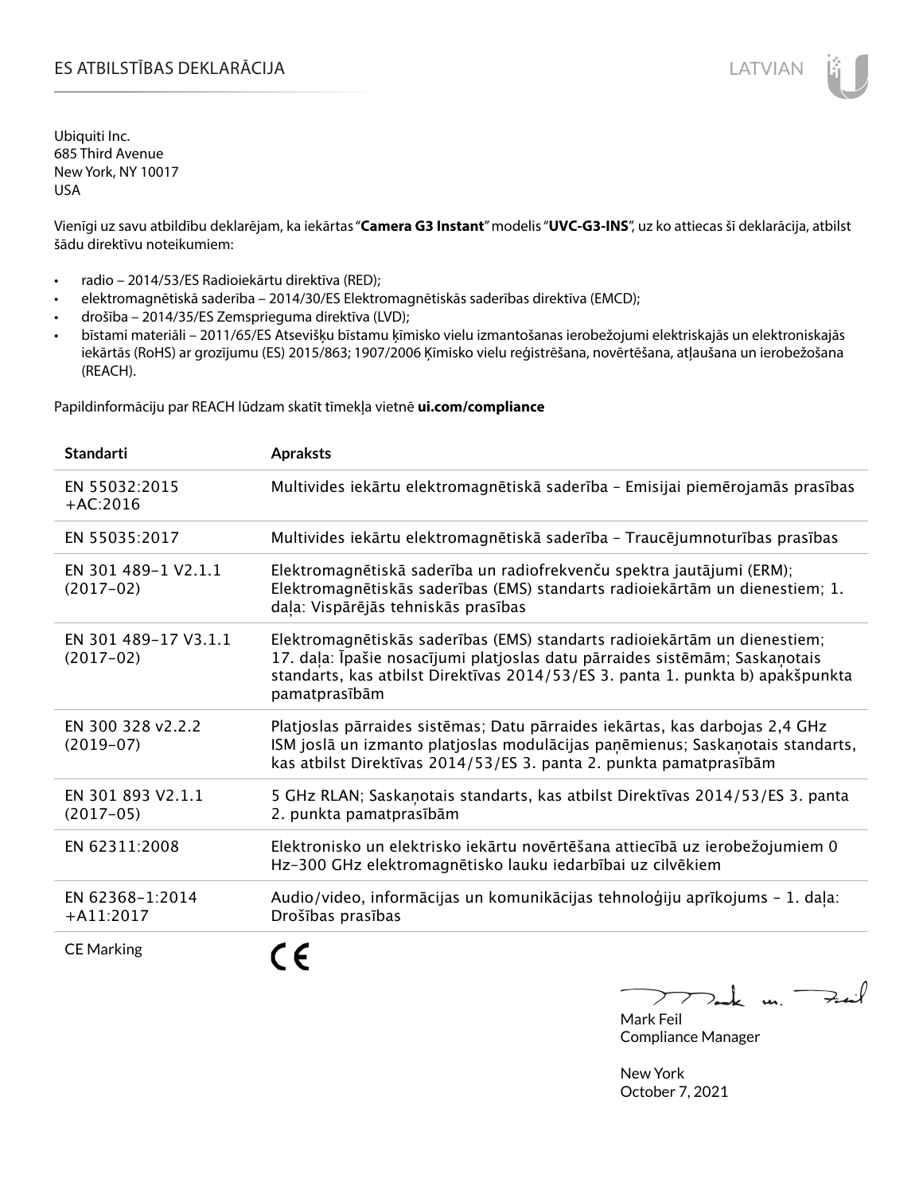# ES ATBILSTĪBAS DEKLARĀCIJA

Ubiquiti Inc.
685 Third Avenue
New York, NY 10017
USA

Vienīgi uz savu atbildību deklarējam, ka iekārtas "**Camera G3 Instant**" modelis "**UVC-G3-INS**", uz ko attiecas šī deklarācija, atbilst šādu direktīvu noteikumiem:

- radio – 2014/53/ES Radioiekārtu direktīva (RED);
- elektromagnētiskā saderība – 2014/30/ES Elektromagnētiskās saderības direktīva (EMCD);
- drošība – 2014/35/ES Zemsprieguma direktīva (LVD);
- bīstami materiāli – 2011/65/ES Atsevišķu bīstamu ķīmisko vielu izmantošanas ierobežojumi elektriskajās un elektroniskajās iekārtās (RoHS) ar grozījumu (ES) 2015/863; 1907/2006 Ķīmisko vielu reģistrēšana, novērtēšana, atļaušana un ierobežošana (REACH).

Papildinformāciju par REACH lūdzam skatīt tīmekļa vietnē **ui.com/compliance**

| Standarti | Apraksts |
|---|---|
| EN 55032:2015 +AC:2016 | Multivides iekārtu elektromagnētiskā saderība – Emisijai piemērojamās prasības |
| EN 55035:2017 | Multivides iekārtu elektromagnētiskā saderība – Traucējumnoturības prasības |
| EN 301 489-1 V2.1.1 (2017-02) | Elektromagnētiskā saderība un radiofrekvenču spektra jautājumi (ERM); Elektromagnētiskās saderības (EMS) standarts radioiekārtām un dienestiem; 1. daļa: Vispārējās tehniskās prasības |
| EN 301 489-17 V3.1.1 (2017-02) | Elektromagnētiskās saderības (EMS) standarts radioiekārtām un dienestiem; 17. daļa: Īpašie nosacījumi platjoslas datu pārraides sistēmām; Saskaņotais standarts, kas atbilst Direktīvas 2014/53/ES 3. panta 1. punkta b) apakšpunkta pamatprasībām |
| EN 300 328 v2.2.2 (2019-07) | Platjoslas pārraides sistēmas; Datu pārraides iekārtas, kas darbojas 2,4 GHz ISM joslā un izmanto platjoslas modulācijas paņēmienus; Saskaņotais standarts, kas atbilst Direktīvas 2014/53/ES 3. panta 2. punkta pamatprasībām |
| EN 301 893 V2.1.1 (2017-05) | 5 GHz RLAN; Saskaņotais standarts, kas atbilst Direktīvas 2014/53/ES 3. panta 2. punkta pamatprasībām |
| EN 62311:2008 | Elektronisko un elektrisko iekārtu novērtēšana attiecībā uz ierobežojumiem 0 Hz-300 GHz elektromagnētisko lauku iedarbībai uz cilvēkiem |
| EN 62368-1:2014 +A11:2017 | Audio/video, informācijas un komunikācijas tehnoloģiju aprīkojums – 1. daļa: Drošības prasības |
| CE Marking | CE |

Mark Feil
Compliance Manager

New York
October 7, 2021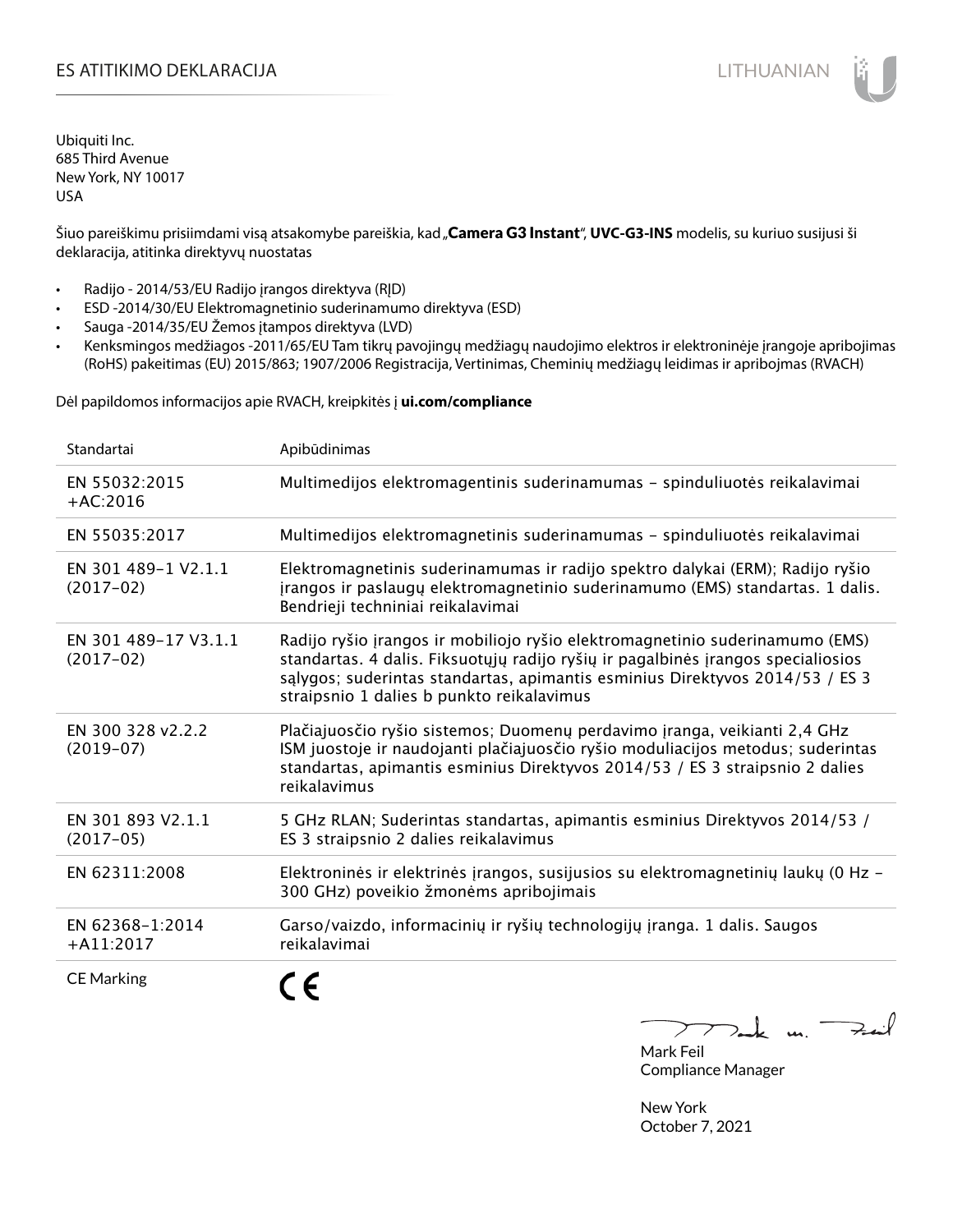# ES ATITIKIMO DEKLARACIJA

Ubiquiti Inc.
685 Third Avenue
New York, NY 10017
USA

Šiuo pareiškimu prisiimdami visą atsakomybe pareiškia, kad „**Camera G3 Instant**", **UVC-G3-INS** modelis, su kuriuo susijusi ši deklaracija, atitinka direktyvų nuostatas

- Radijo - 2014/53/EU Radijo įrangos direktyva (RĮD)
- ESD -2014/30/EU Elektromagnetinio suderinamumo direktyva (ESD)
- Sauga -2014/35/EU Žemos įtampos direktyva (LVD)
- Kenksmingos medžiagos -2011/65/EU Tam tikrų pavojingų medžiagų naudojimo elektros ir elektroninėje įrangoje apribojimas (RoHS) pakeitimas (EU) 2015/863; 1907/2006 Registracija, Vertinimas, Cheminių medžiagų leidimas ir apribojmas (RVACH)

Dėl papildomos informacijos apie RVACH, kreipkitės į **ui.com/compliance**

| Standartai | Apibūdinimas |
|---|---|
| EN 55032:2015 +AC:2016 | Multimedijos elektromagentinis suderinamumas – spinduliuotės reikalavimai |
| EN 55035:2017 | Multimedijos elektromagnetinis suderinamumas – spinduliuotės reikalavimai |
| EN 301 489-1 V2.1.1 (2017-02) | Elektromagnetinis suderinamumas ir radijo spektro dalykai (ERM); Radijo ryšio įrangos ir paslaugų elektromagnetinio suderinamumo (EMS) standartas. 1 dalis. Bendrieji techniniai reikalavimai |
| EN 301 489-17 V3.1.1 (2017-02) | Radijo ryšio įrangos ir mobiliojo ryšio elektromagnetinio suderinamumo (EMS) standartas. 4 dalis. Fiksuotųjų radijo ryšių ir pagalbinės įrangos specialiosios sąlygos; suderintas standartas, apimantis esminius Direktyvos 2014/53 / ES 3 straipsnio 1 dalies b punkto reikalavimus |
| EN 300 328 v2.2.2 (2019-07) | Plačiajuosčio ryšio sistemos; Duomenų perdavimo įranga, veikianti 2,4 GHz ISM juostoje ir naudojanti plačiajuosčio ryšio moduliacijos metodus; suderintas standartas, apimantis esminius Direktyvos 2014/53 / ES 3 straipsnio 2 dalies reikalavimus |
| EN 301 893 V2.1.1 (2017-05) | 5 GHz RLAN; Suderintas standartas, apimantis esminius Direktyvos 2014/53 / ES 3 straipsnio 2 dalies reikalavimus |
| EN 62311:2008 | Elektroninės ir elektrinės įrangos, susijusios su elektromagnetinių laukų (0 Hz – 300 GHz) poveikio žmonėms apribojimais |
| EN 62368-1:2014 +A11:2017 | Garso/vaizdo, informacinių ir ryšių technologijų įranga. 1 dalis. Saugos reikalavimai |
| CE Marking | CE |

Mark Feil
Compliance Manager

New York
October 7, 2021